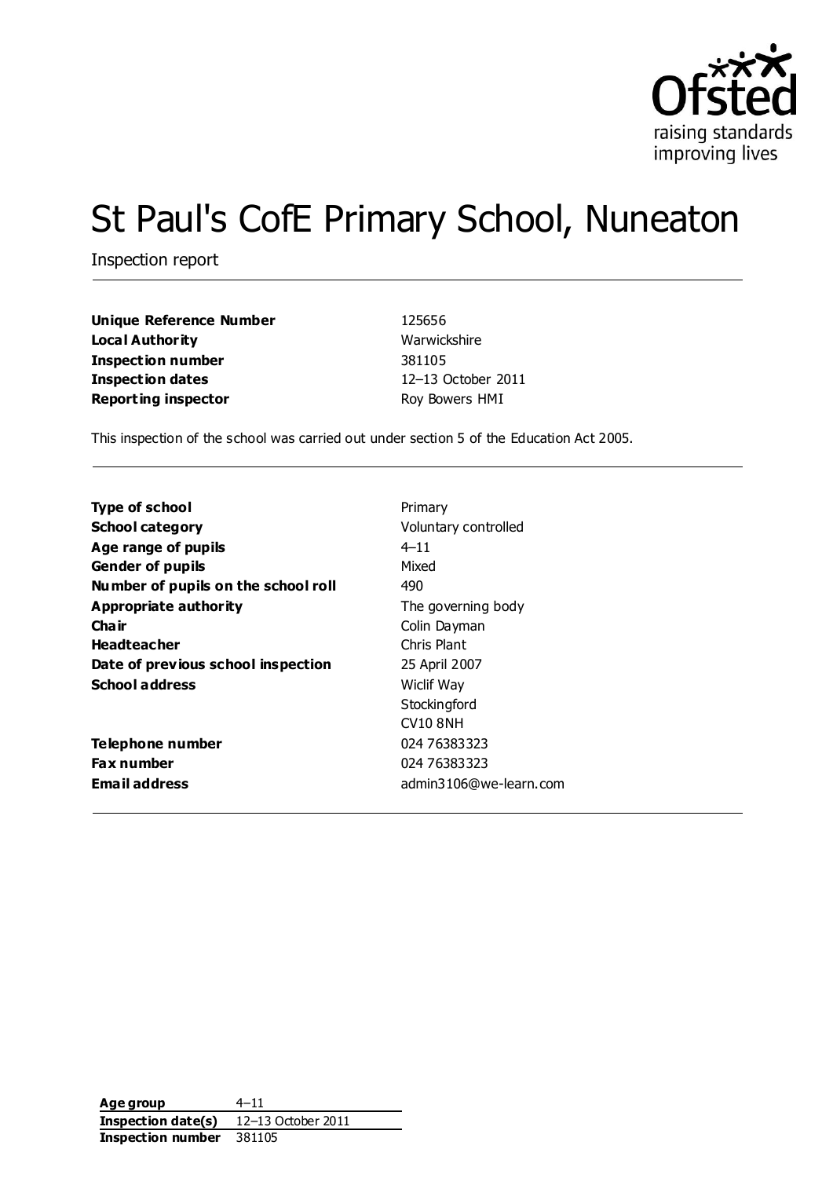# St Paul's CofE Primary School, Nuneaton

Inspection report

| | |
|---|---|
| **Unique Reference Number** | 125656 |
| **Local Authority** | Warwickshire |
| **Inspection number** | 381105 |
| **Inspection dates** | 12–13 October 2011 |
| **Reporting inspector** | Roy Bowers HMI |

This inspection of the school was carried out under section 5 of the Education Act 2005.

| | |
|---|---|
| **Type of school** | Primary |
| **School category** | Voluntary controlled |
| **Age range of pupils** | 4–11 |
| **Gender of pupils** | Mixed |
| **Number of pupils on the school roll** | 490 |
| **Appropriate authority** | The governing body |
| **Chair** | Colin Dayman |
| **Headteacher** | Chris Plant |
| **Date of previous school inspection** | 25 April 2007 |
| **School address** | Wiclif Way<br>Stockingford<br>CV10 8NH |
| **Telephone number** | 024 76383323 |
| **Fax number** | 024 76383323 |
| **Email address** | admin3106@we-learn.com |

| | |
|---|---|
| **Age group** | 4–11 |
| **Inspection date(s)** | 12–13 October 2011 |
| **Inspection number** | 381105 |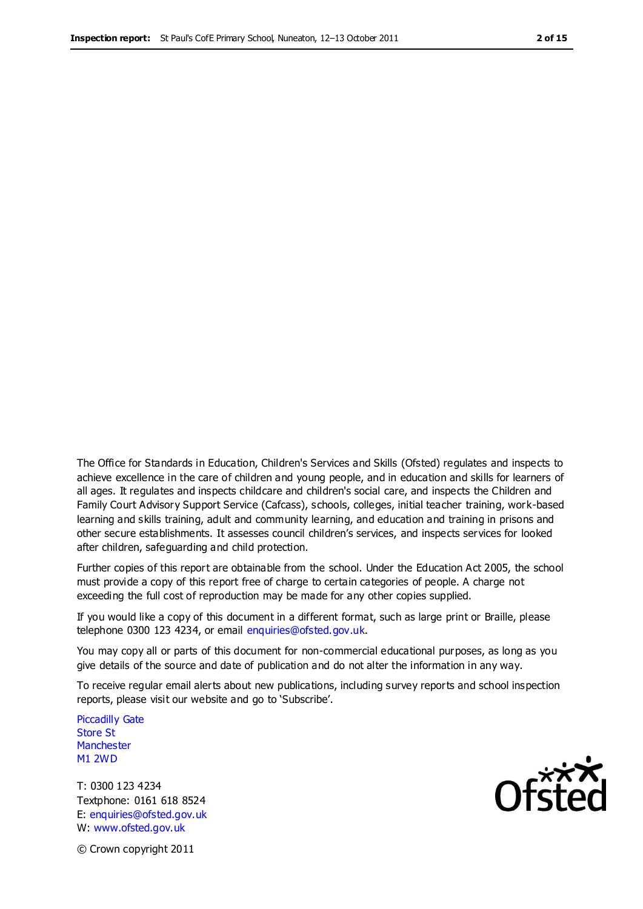The Office for Standards in Education, Children's Services and Skills (Ofsted) regulates and inspects to achieve excellence in the care of children and young people, and in education and skills for learners of all ages. It regulates and inspects childcare and children's social care, and inspects the Children and Family Court Advisory Support Service (Cafcass), schools, colleges, initial teacher training, work-based learning and skills training, adult and community learning, and education and training in prisons and other secure establishments. It assesses council children's services, and inspects services for looked after children, safeguarding and child protection.

Further copies of this report are obtainable from the school. Under the Education Act 2005, the school must provide a copy of this report free of charge to certain categories of people. A charge not exceeding the full cost of reproduction may be made for any other copies supplied.

If you would like a copy of this document in a different format, such as large print or Braille, please telephone 0300 123 4234, or email enquiries@ofsted.gov.uk.

You may copy all or parts of this document for non-commercial educational purposes, as long as you give details of the source and date of publication and do not alter the information in any way.

To receive regular email alerts about new publications, including survey reports and school inspection reports, please visit our website and go to 'Subscribe'.

Piccadilly Gate
Store St
Manchester
M1 2WD

T: 0300 123 4234
Textphone: 0161 618 8524
E: enquiries@ofsted.gov.uk
W: www.ofsted.gov.uk

© Crown copyright 2011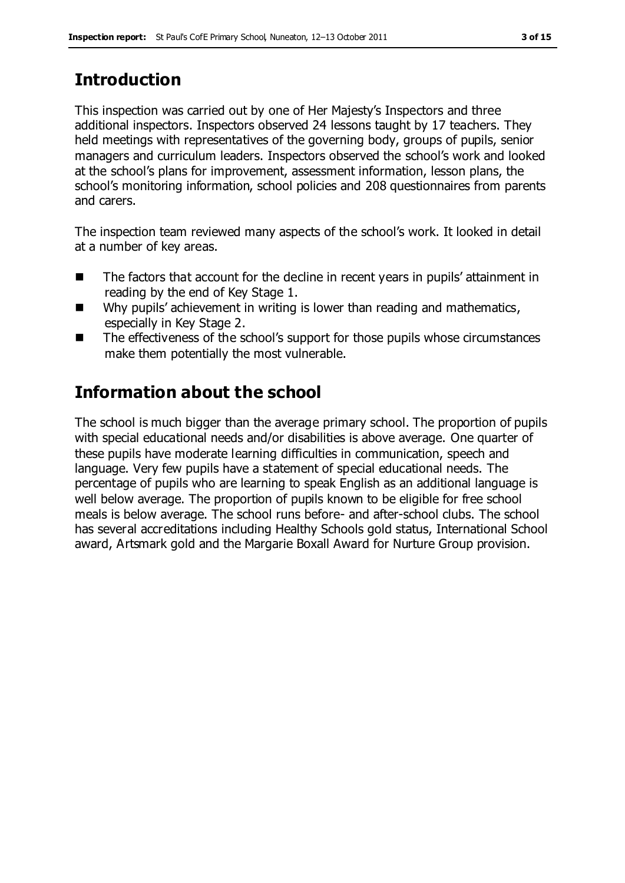## Introduction

This inspection was carried out by one of Her Majesty's Inspectors and three additional inspectors. Inspectors observed 24 lessons taught by 17 teachers. They held meetings with representatives of the governing body, groups of pupils, senior managers and curriculum leaders. Inspectors observed the school's work and looked at the school's plans for improvement, assessment information, lesson plans, the school's monitoring information, school policies and 208 questionnaires from parents and carers.

The inspection team reviewed many aspects of the school's work. It looked in detail at a number of key areas.

- The factors that account for the decline in recent years in pupils' attainment in reading by the end of Key Stage 1.
- Why pupils' achievement in writing is lower than reading and mathematics, especially in Key Stage 2.
- The effectiveness of the school's support for those pupils whose circumstances make them potentially the most vulnerable.

## Information about the school

The school is much bigger than the average primary school. The proportion of pupils with special educational needs and/or disabilities is above average. One quarter of these pupils have moderate learning difficulties in communication, speech and language. Very few pupils have a statement of special educational needs. The percentage of pupils who are learning to speak English as an additional language is well below average. The proportion of pupils known to be eligible for free school meals is below average. The school runs before- and after-school clubs. The school has several accreditations including Healthy Schools gold status, International School award, Artsmark gold and the Margarie Boxall Award for Nurture Group provision.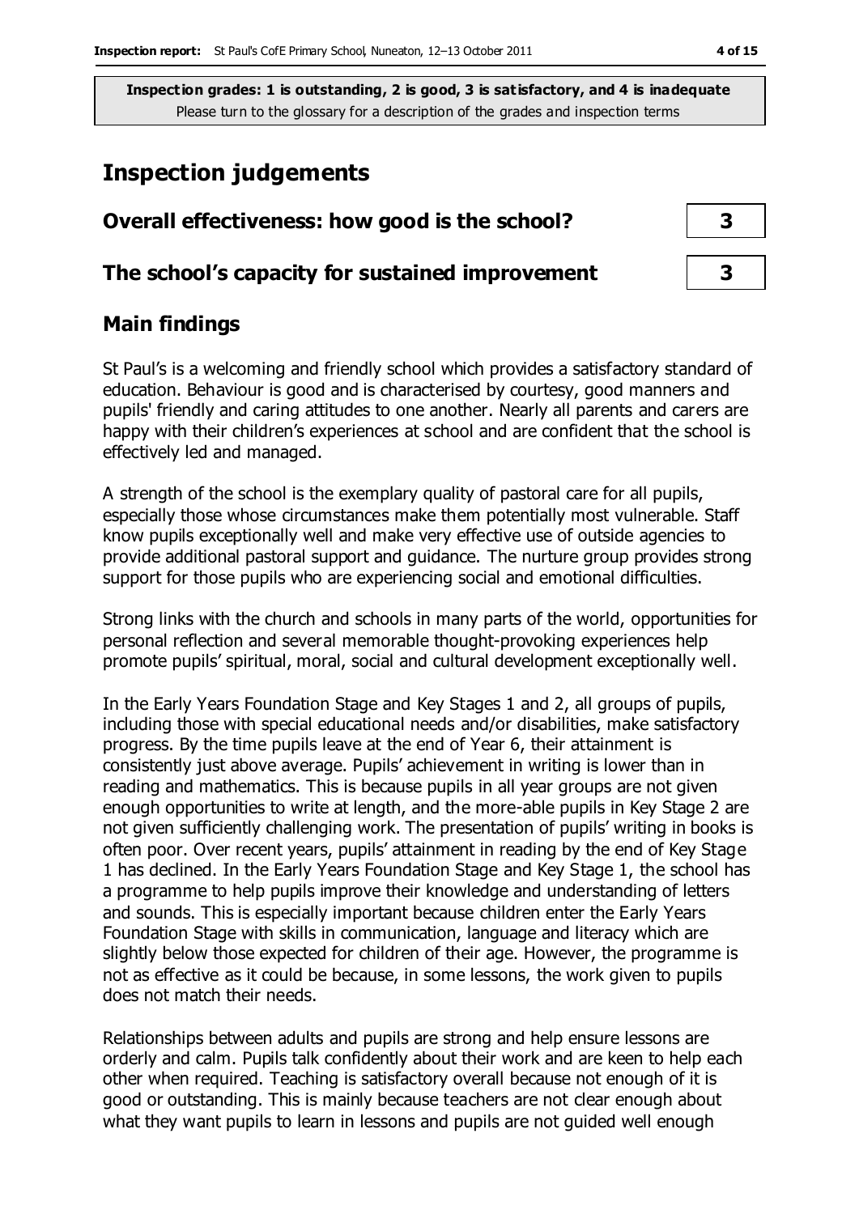**Inspection grades: 1 is outstanding, 2 is good, 3 is satisfactory, and 4 is inadequate**
Please turn to the glossary for a description of the grades and inspection terms

# Inspection judgements

| Overall effectiveness: how good is the school? | 3 |
|---|---|
| The school's capacity for sustained improvement | 3 |

## Main findings

St Paul's is a welcoming and friendly school which provides a satisfactory standard of education. Behaviour is good and is characterised by courtesy, good manners and pupils' friendly and caring attitudes to one another. Nearly all parents and carers are happy with their children's experiences at school and are confident that the school is effectively led and managed.

A strength of the school is the exemplary quality of pastoral care for all pupils, especially those whose circumstances make them potentially most vulnerable. Staff know pupils exceptionally well and make very effective use of outside agencies to provide additional pastoral support and guidance. The nurture group provides strong support for those pupils who are experiencing social and emotional difficulties.

Strong links with the church and schools in many parts of the world, opportunities for personal reflection and several memorable thought-provoking experiences help promote pupils' spiritual, moral, social and cultural development exceptionally well.

In the Early Years Foundation Stage and Key Stages 1 and 2, all groups of pupils, including those with special educational needs and/or disabilities, make satisfactory progress. By the time pupils leave at the end of Year 6, their attainment is consistently just above average. Pupils' achievement in writing is lower than in reading and mathematics. This is because pupils in all year groups are not given enough opportunities to write at length, and the more-able pupils in Key Stage 2 are not given sufficiently challenging work. The presentation of pupils' writing in books is often poor. Over recent years, pupils' attainment in reading by the end of Key Stage 1 has declined. In the Early Years Foundation Stage and Key Stage 1, the school has a programme to help pupils improve their knowledge and understanding of letters and sounds. This is especially important because children enter the Early Years Foundation Stage with skills in communication, language and literacy which are slightly below those expected for children of their age. However, the programme is not as effective as it could be because, in some lessons, the work given to pupils does not match their needs.

Relationships between adults and pupils are strong and help ensure lessons are orderly and calm. Pupils talk confidently about their work and are keen to help each other when required. Teaching is satisfactory overall because not enough of it is good or outstanding. This is mainly because teachers are not clear enough about what they want pupils to learn in lessons and pupils are not guided well enough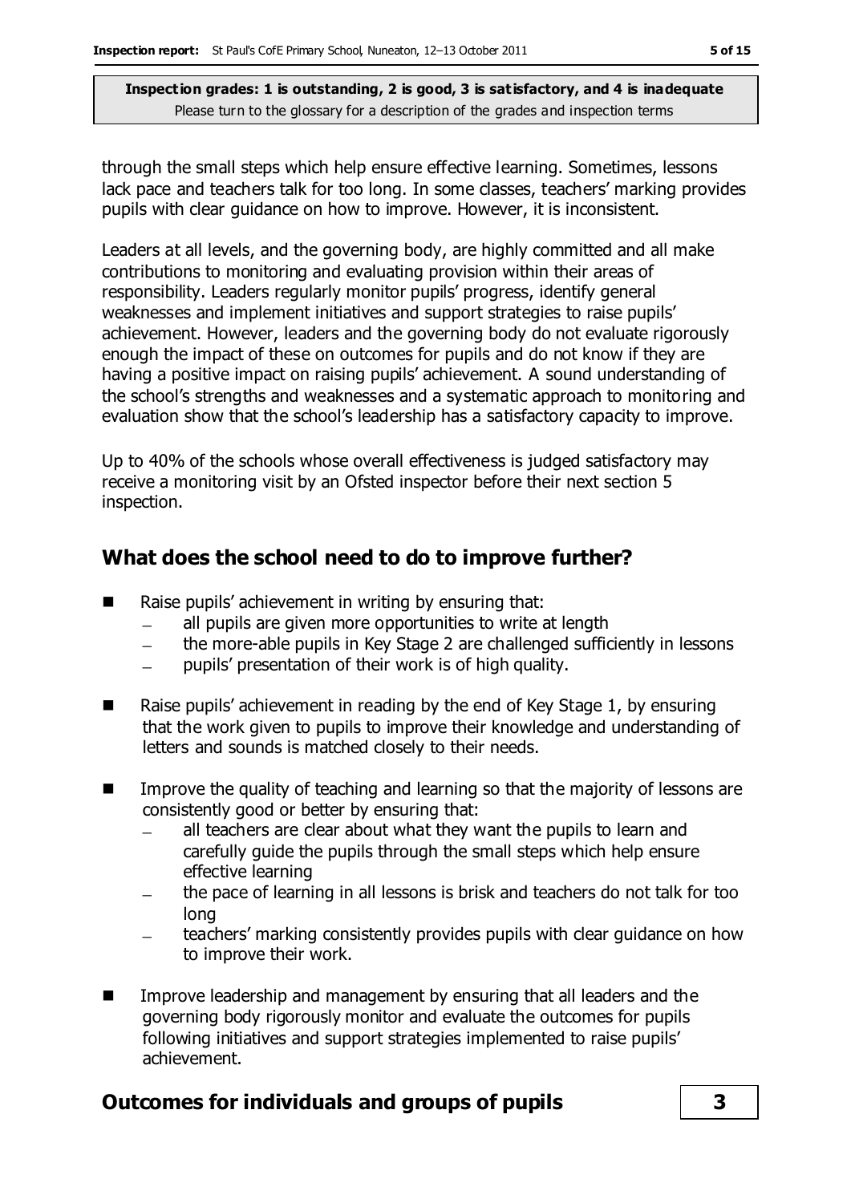**Inspection grades: 1 is outstanding, 2 is good, 3 is satisfactory, and 4 is inadequate**
Please turn to the glossary for a description of the grades and inspection terms

through the small steps which help ensure effective learning. Sometimes, lessons lack pace and teachers talk for too long. In some classes, teachers' marking provides pupils with clear guidance on how to improve. However, it is inconsistent.

Leaders at all levels, and the governing body, are highly committed and all make contributions to monitoring and evaluating provision within their areas of responsibility. Leaders regularly monitor pupils' progress, identify general weaknesses and implement initiatives and support strategies to raise pupils' achievement. However, leaders and the governing body do not evaluate rigorously enough the impact of these on outcomes for pupils and do not know if they are having a positive impact on raising pupils' achievement. A sound understanding of the school's strengths and weaknesses and a systematic approach to monitoring and evaluation show that the school's leadership has a satisfactory capacity to improve.

Up to 40% of the schools whose overall effectiveness is judged satisfactory may receive a monitoring visit by an Ofsted inspector before their next section 5 inspection.

## What does the school need to do to improve further?

- Raise pupils' achievement in writing by ensuring that:
  - all pupils are given more opportunities to write at length
  - the more-able pupils in Key Stage 2 are challenged sufficiently in lessons
  - pupils' presentation of their work is of high quality.
- Raise pupils' achievement in reading by the end of Key Stage 1, by ensuring that the work given to pupils to improve their knowledge and understanding of letters and sounds is matched closely to their needs.
- Improve the quality of teaching and learning so that the majority of lessons are consistently good or better by ensuring that:
  - all teachers are clear about what they want the pupils to learn and carefully guide the pupils through the small steps which help ensure effective learning
  - the pace of learning in all lessons is brisk and teachers do not talk for too long
  - teachers' marking consistently provides pupils with clear guidance on how to improve their work.
- Improve leadership and management by ensuring that all leaders and the governing body rigorously monitor and evaluate the outcomes for pupils following initiatives and support strategies implemented to raise pupils' achievement.

## Outcomes for individuals and groups of pupils — 3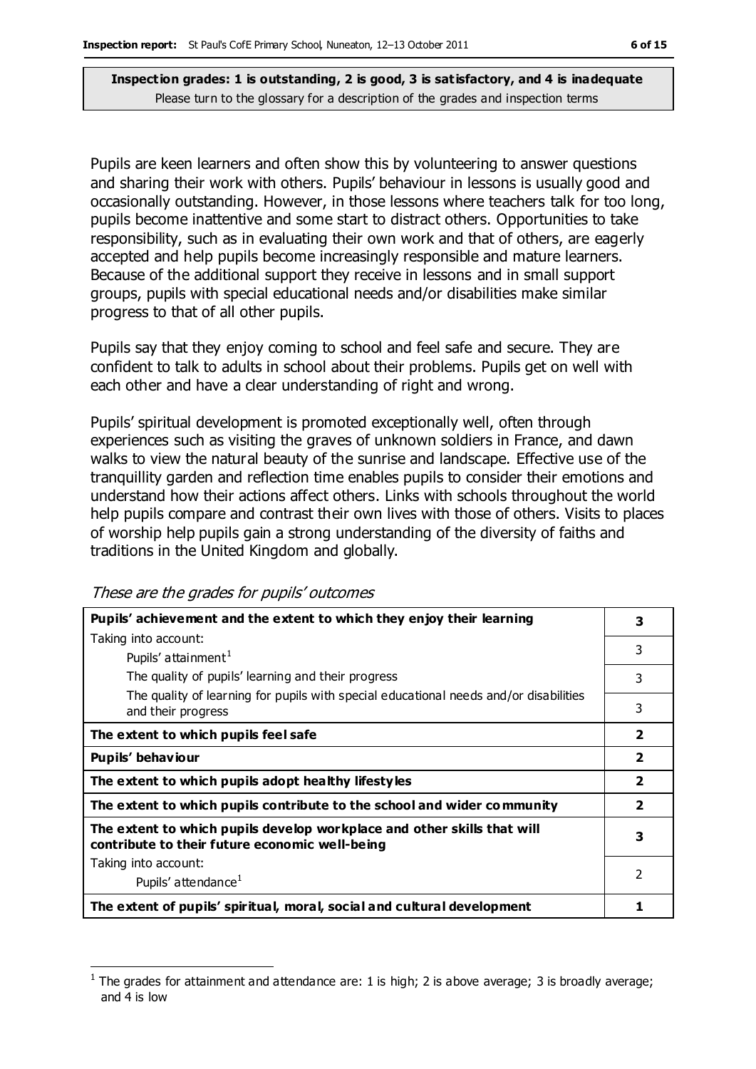**Inspection grades: 1 is outstanding, 2 is good, 3 is satisfactory, and 4 is inadequate**
Please turn to the glossary for a description of the grades and inspection terms

Pupils are keen learners and often show this by volunteering to answer questions and sharing their work with others. Pupils' behaviour in lessons is usually good and occasionally outstanding. However, in those lessons where teachers talk for too long, pupils become inattentive and some start to distract others. Opportunities to take responsibility, such as in evaluating their own work and that of others, are eagerly accepted and help pupils become increasingly responsible and mature learners. Because of the additional support they receive in lessons and in small support groups, pupils with special educational needs and/or disabilities make similar progress to that of all other pupils.

Pupils say that they enjoy coming to school and feel safe and secure. They are confident to talk to adults in school about their problems. Pupils get on well with each other and have a clear understanding of right and wrong.

Pupils' spiritual development is promoted exceptionally well, often through experiences such as visiting the graves of unknown soldiers in France, and dawn walks to view the natural beauty of the sunrise and landscape. Effective use of the tranquillity garden and reflection time enables pupils to consider their emotions and understand how their actions affect others. Links with schools throughout the world help pupils compare and contrast their own lives with those of others. Visits to places of worship help pupils gain a strong understanding of the diversity of faiths and traditions in the United Kingdom and globally.

*These are the grades for pupils' outcomes*

| | |
|---|---|
| **Pupils' achievement and the extent to which they enjoy their learning** | **3** |
| Taking into account: Pupils' attainment[1] | 3 |
| The quality of pupils' learning and their progress | 3 |
| The quality of learning for pupils with special educational needs and/or disabilities and their progress | 3 |
| **The extent to which pupils feel safe** | **2** |
| **Pupils' behaviour** | **2** |
| **The extent to which pupils adopt healthy lifestyles** | **2** |
| **The extent to which pupils contribute to the school and wider community** | **2** |
| **The extent to which pupils develop workplace and other skills that will contribute to their future economic well-being** | **3** |
| Taking into account: Pupils' attendance[1] | 2 |
| **The extent of pupils' spiritual, moral, social and cultural development** | **1** |

[1] The grades for attainment and attendance are: 1 is high; 2 is above average; 3 is broadly average; and 4 is low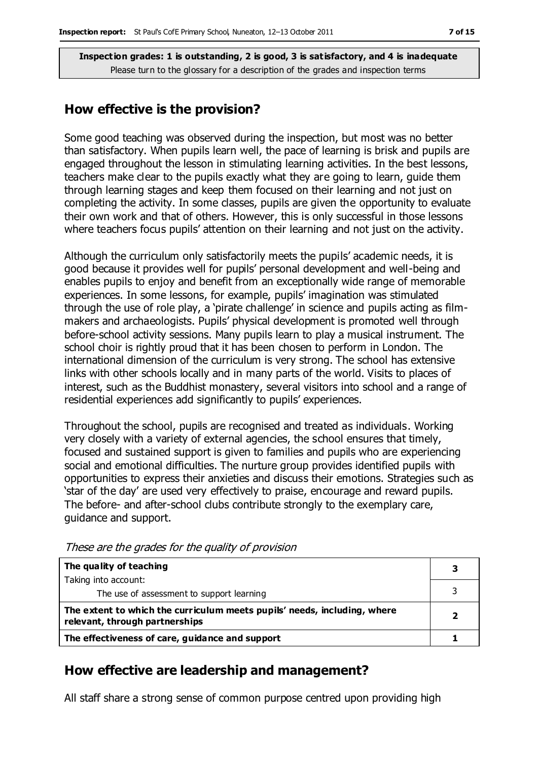**Inspection grades: 1 is outstanding, 2 is good, 3 is satisfactory, and 4 is inadequate**
Please turn to the glossary for a description of the grades and inspection terms

## How effective is the provision?

Some good teaching was observed during the inspection, but most was no better than satisfactory. When pupils learn well, the pace of learning is brisk and pupils are engaged throughout the lesson in stimulating learning activities. In the best lessons, teachers make clear to the pupils exactly what they are going to learn, guide them through learning stages and keep them focused on their learning and not just on completing the activity. In some classes, pupils are given the opportunity to evaluate their own work and that of others. However, this is only successful in those lessons where teachers focus pupils' attention on their learning and not just on the activity.

Although the curriculum only satisfactorily meets the pupils' academic needs, it is good because it provides well for pupils' personal development and well-being and enables pupils to enjoy and benefit from an exceptionally wide range of memorable experiences. In some lessons, for example, pupils' imagination was stimulated through the use of role play, a 'pirate challenge' in science and pupils acting as film-makers and archaeologists. Pupils' physical development is promoted well through before-school activity sessions. Many pupils learn to play a musical instrument. The school choir is rightly proud that it has been chosen to perform in London. The international dimension of the curriculum is very strong. The school has extensive links with other schools locally and in many parts of the world. Visits to places of interest, such as the Buddhist monastery, several visitors into school and a range of residential experiences add significantly to pupils' experiences.

Throughout the school, pupils are recognised and treated as individuals. Working very closely with a variety of external agencies, the school ensures that timely, focused and sustained support is given to families and pupils who are experiencing social and emotional difficulties. The nurture group provides identified pupils with opportunities to express their anxieties and discuss their emotions. Strategies such as 'star of the day' are used very effectively to praise, encourage and reward pupils. The before- and after-school clubs contribute strongly to the exemplary care, guidance and support.

*These are the grades for the quality of provision*

| | |
|---|---|
| **The quality of teaching** | **3** |
| Taking into account: The use of assessment to support learning | 3 |
| **The extent to which the curriculum meets pupils' needs, including, where relevant, through partnerships** | **2** |
| **The effectiveness of care, guidance and support** | **1** |

## How effective are leadership and management?

All staff share a strong sense of common purpose centred upon providing high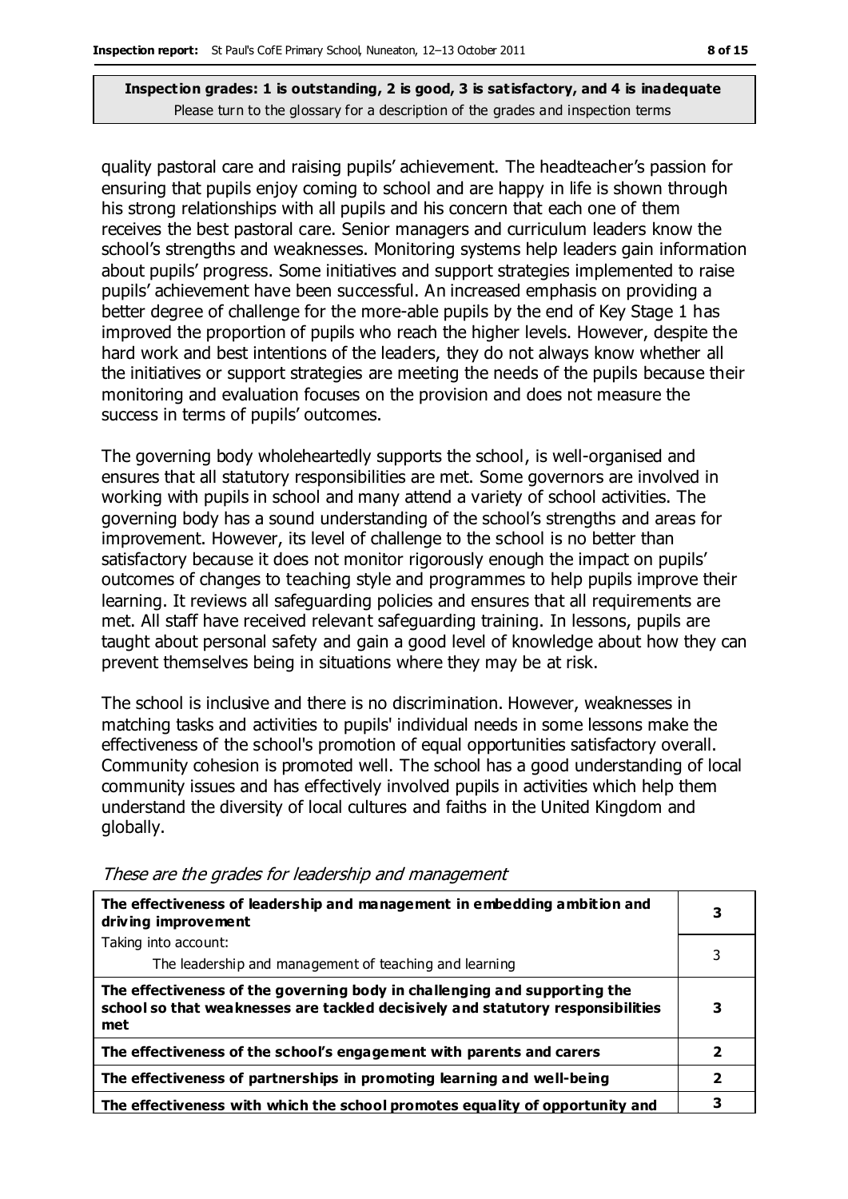**Inspection grades: 1 is outstanding, 2 is good, 3 is satisfactory, and 4 is inadequate**
Please turn to the glossary for a description of the grades and inspection terms

quality pastoral care and raising pupils' achievement. The headteacher's passion for ensuring that pupils enjoy coming to school and are happy in life is shown through his strong relationships with all pupils and his concern that each one of them receives the best pastoral care. Senior managers and curriculum leaders know the school's strengths and weaknesses. Monitoring systems help leaders gain information about pupils' progress. Some initiatives and support strategies implemented to raise pupils' achievement have been successful. An increased emphasis on providing a better degree of challenge for the more-able pupils by the end of Key Stage 1 has improved the proportion of pupils who reach the higher levels. However, despite the hard work and best intentions of the leaders, they do not always know whether all the initiatives or support strategies are meeting the needs of the pupils because their monitoring and evaluation focuses on the provision and does not measure the success in terms of pupils' outcomes.

The governing body wholeheartedly supports the school, is well-organised and ensures that all statutory responsibilities are met. Some governors are involved in working with pupils in school and many attend a variety of school activities. The governing body has a sound understanding of the school's strengths and areas for improvement. However, its level of challenge to the school is no better than satisfactory because it does not monitor rigorously enough the impact on pupils' outcomes of changes to teaching style and programmes to help pupils improve their learning. It reviews all safeguarding policies and ensures that all requirements are met. All staff have received relevant safeguarding training. In lessons, pupils are taught about personal safety and gain a good level of knowledge about how they can prevent themselves being in situations where they may be at risk.

The school is inclusive and there is no discrimination. However, weaknesses in matching tasks and activities to pupils' individual needs in some lessons make the effectiveness of the school's promotion of equal opportunities satisfactory overall. Community cohesion is promoted well. The school has a good understanding of local community issues and has effectively involved pupils in activities which help them understand the diversity of local cultures and faiths in the United Kingdom and globally.

*These are the grades for leadership and management*

| | |
|---|---|
| **The effectiveness of leadership and management in embedding ambition and driving improvement** | **3** |
| Taking into account:<br>The leadership and management of teaching and learning | 3 |
| **The effectiveness of the governing body in challenging and supporting the school so that weaknesses are tackled decisively and statutory responsibilities met** | **3** |
| **The effectiveness of the school's engagement with parents and carers** | **2** |
| **The effectiveness of partnerships in promoting learning and well-being** | **2** |
| **The effectiveness with which the school promotes equality of opportunity and** | **3** |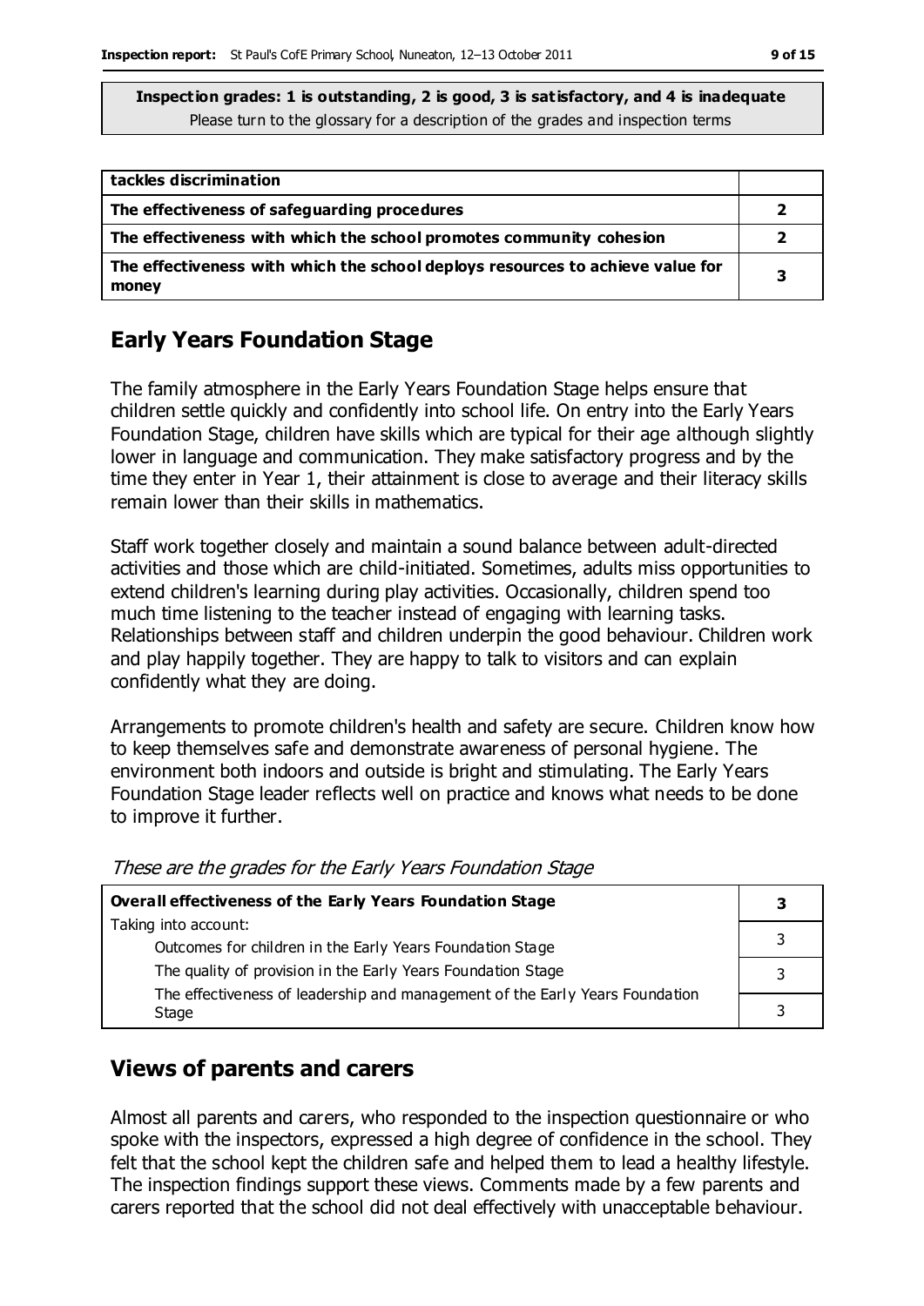**Inspection grades: 1 is outstanding, 2 is good, 3 is satisfactory, and 4 is inadequate**
Please turn to the glossary for a description of the grades and inspection terms

| | |
|---|---|
| **tackles discrimination** | |
| **The effectiveness of safeguarding procedures** | **2** |
| **The effectiveness with which the school promotes community cohesion** | **2** |
| **The effectiveness with which the school deploys resources to achieve value for money** | **3** |

## Early Years Foundation Stage

The family atmosphere in the Early Years Foundation Stage helps ensure that children settle quickly and confidently into school life. On entry into the Early Years Foundation Stage, children have skills which are typical for their age although slightly lower in language and communication. They make satisfactory progress and by the time they enter in Year 1, their attainment is close to average and their literacy skills remain lower than their skills in mathematics.

Staff work together closely and maintain a sound balance between adult-directed activities and those which are child-initiated. Sometimes, adults miss opportunities to extend children's learning during play activities. Occasionally, children spend too much time listening to the teacher instead of engaging with learning tasks. Relationships between staff and children underpin the good behaviour. Children work and play happily together. They are happy to talk to visitors and can explain confidently what they are doing.

Arrangements to promote children's health and safety are secure. Children know how to keep themselves safe and demonstrate awareness of personal hygiene. The environment both indoors and outside is bright and stimulating. The Early Years Foundation Stage leader reflects well on practice and knows what needs to be done to improve it further.

*These are the grades for the Early Years Foundation Stage*

| | |
|---|---|
| **Overall effectiveness of the Early Years Foundation Stage** | **3** |
| Taking into account: Outcomes for children in the Early Years Foundation Stage | 3 |
| The quality of provision in the Early Years Foundation Stage | 3 |
| The effectiveness of leadership and management of the Early Years Foundation Stage | 3 |

## Views of parents and carers

Almost all parents and carers, who responded to the inspection questionnaire or who spoke with the inspectors, expressed a high degree of confidence in the school. They felt that the school kept the children safe and helped them to lead a healthy lifestyle. The inspection findings support these views. Comments made by a few parents and carers reported that the school did not deal effectively with unacceptable behaviour.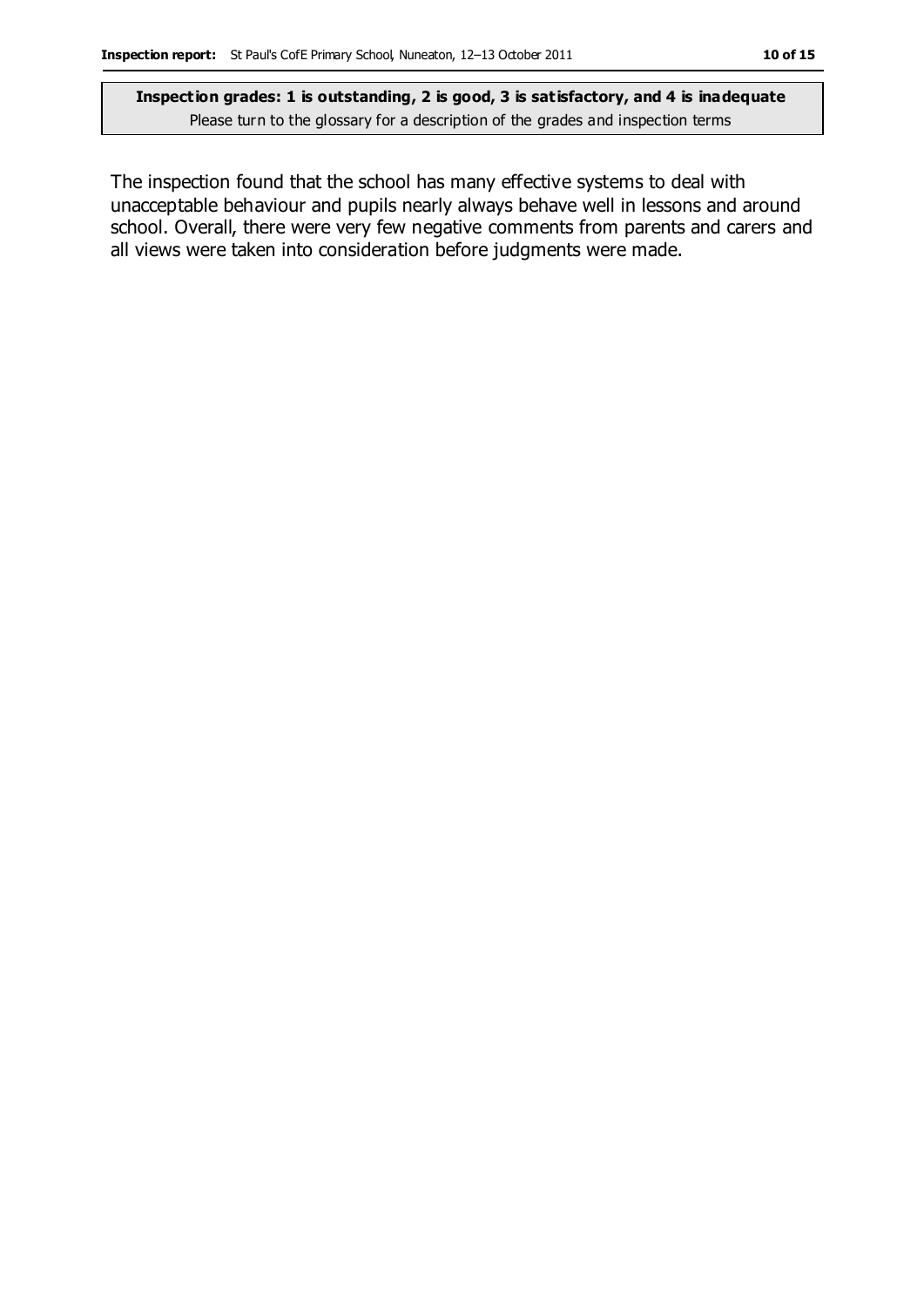**Inspection grades: 1 is outstanding, 2 is good, 3 is satisfactory, and 4 is inadequate**
Please turn to the glossary for a description of the grades and inspection terms

The inspection found that the school has many effective systems to deal with unacceptable behaviour and pupils nearly always behave well in lessons and around school. Overall, there were very few negative comments from parents and carers and all views were taken into consideration before judgments were made.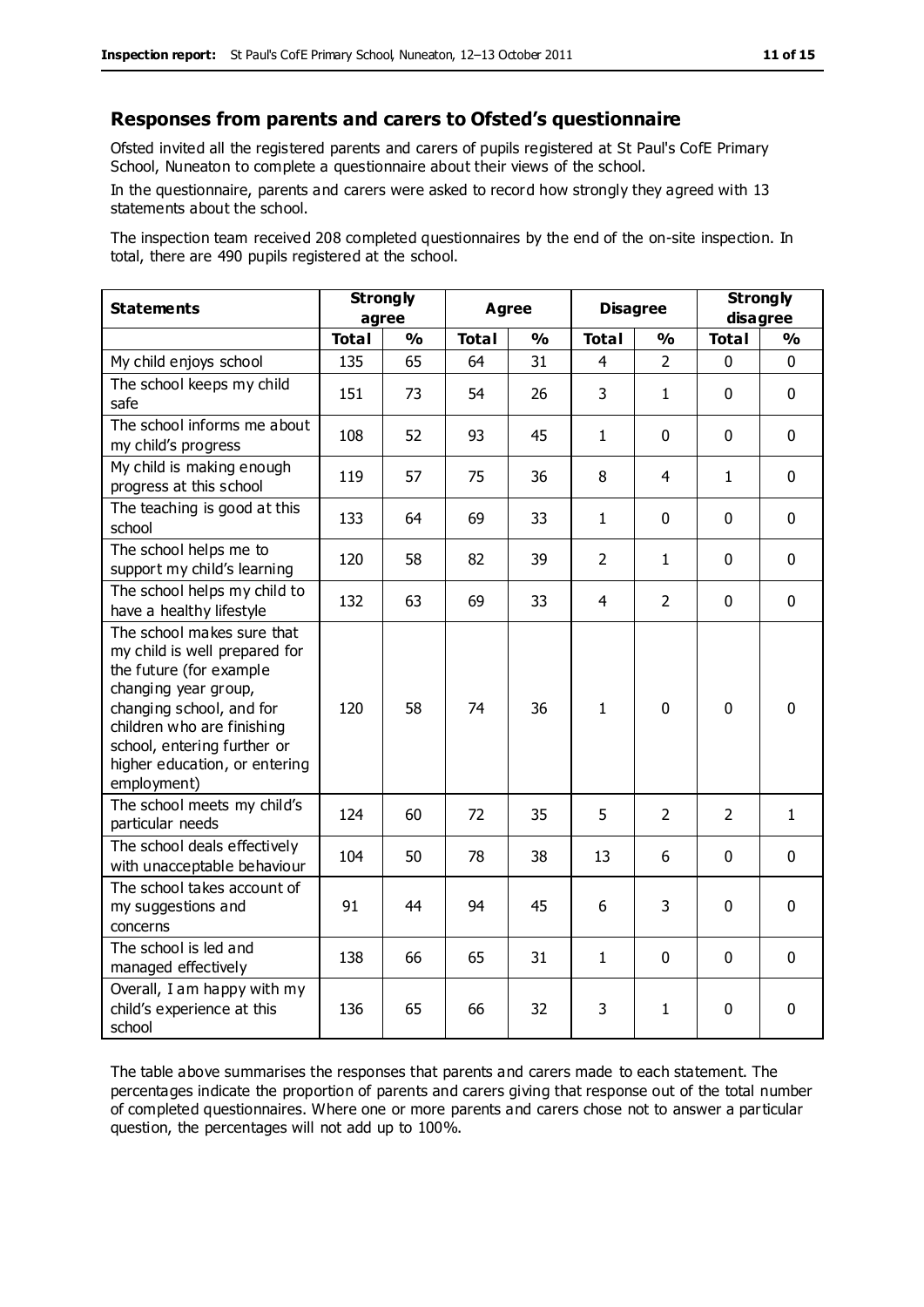## Responses from parents and carers to Ofsted's questionnaire

Ofsted invited all the registered parents and carers of pupils registered at St Paul's CofE Primary School, Nuneaton to complete a questionnaire about their views of the school.

In the questionnaire, parents and carers were asked to record how strongly they agreed with 13 statements about the school.

The inspection team received 208 completed questionnaires by the end of the on-site inspection. In total, there are 490 pupils registered at the school.

| Statements | Strongly agree | | Agree | | Disagree | | Strongly disagree | |
|---|---|---|---|---|---|---|---|---|
| | Total | % | Total | % | Total | % | Total | % |
| My child enjoys school | 135 | 65 | 64 | 31 | 4 | 2 | 0 | 0 |
| The school keeps my child safe | 151 | 73 | 54 | 26 | 3 | 1 | 0 | 0 |
| The school informs me about my child's progress | 108 | 52 | 93 | 45 | 1 | 0 | 0 | 0 |
| My child is making enough progress at this school | 119 | 57 | 75 | 36 | 8 | 4 | 1 | 0 |
| The teaching is good at this school | 133 | 64 | 69 | 33 | 1 | 0 | 0 | 0 |
| The school helps me to support my child's learning | 120 | 58 | 82 | 39 | 2 | 1 | 0 | 0 |
| The school helps my child to have a healthy lifestyle | 132 | 63 | 69 | 33 | 4 | 2 | 0 | 0 |
| The school makes sure that my child is well prepared for the future (for example changing year group, changing school, and for children who are finishing school, entering further or higher education, or entering employment) | 120 | 58 | 74 | 36 | 1 | 0 | 0 | 0 |
| The school meets my child's particular needs | 124 | 60 | 72 | 35 | 5 | 2 | 2 | 1 |
| The school deals effectively with unacceptable behaviour | 104 | 50 | 78 | 38 | 13 | 6 | 0 | 0 |
| The school takes account of my suggestions and concerns | 91 | 44 | 94 | 45 | 6 | 3 | 0 | 0 |
| The school is led and managed effectively | 138 | 66 | 65 | 31 | 1 | 0 | 0 | 0 |
| Overall, I am happy with my child's experience at this school | 136 | 65 | 66 | 32 | 3 | 1 | 0 | 0 |

The table above summarises the responses that parents and carers made to each statement. The percentages indicate the proportion of parents and carers giving that response out of the total number of completed questionnaires. Where one or more parents and carers chose not to answer a particular question, the percentages will not add up to 100%.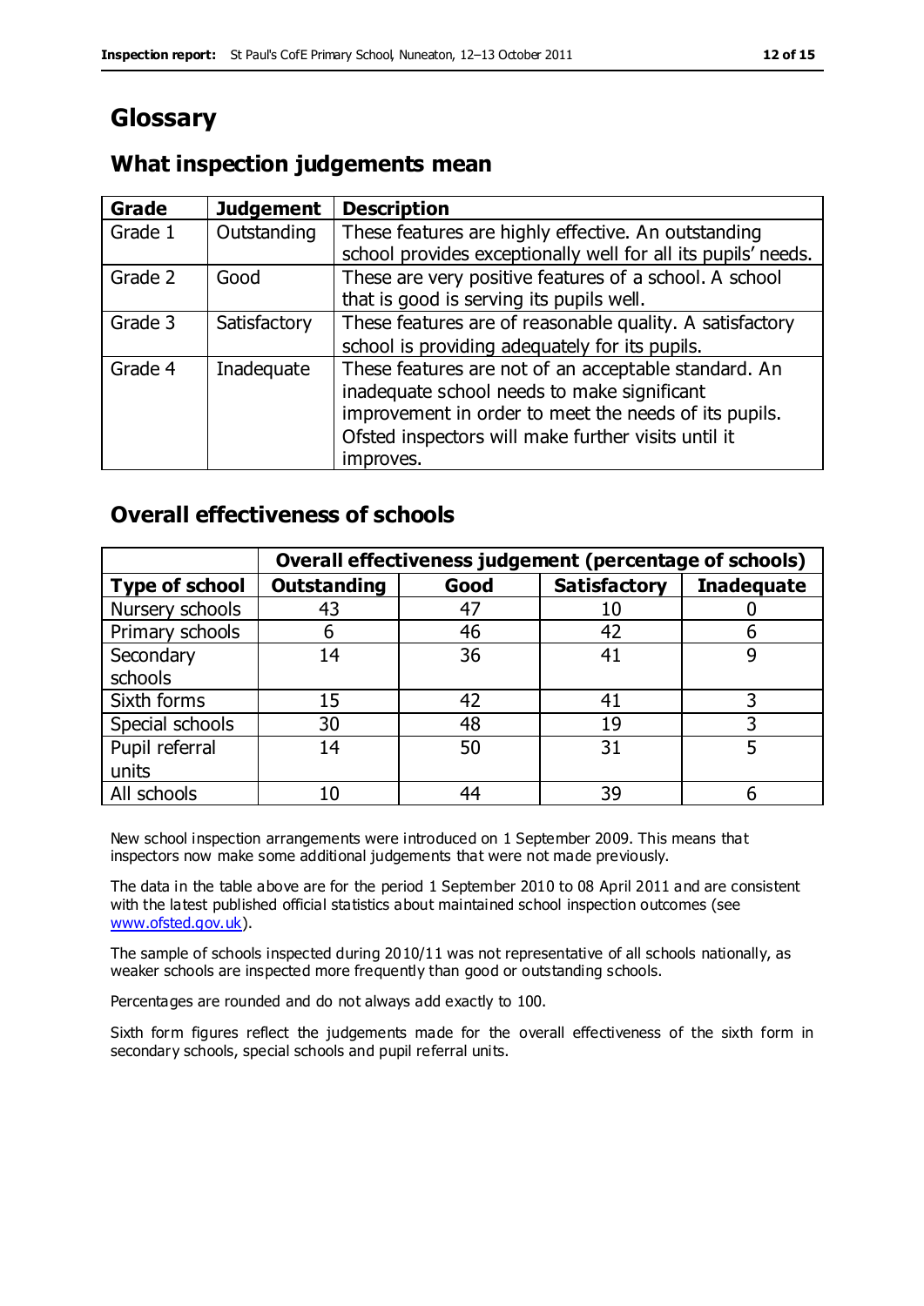# Glossary

## What inspection judgements mean

| Grade | Judgement | Description |
|---|---|---|
| Grade 1 | Outstanding | These features are highly effective. An outstanding school provides exceptionally well for all its pupils' needs. |
| Grade 2 | Good | These are very positive features of a school. A school that is good is serving its pupils well. |
| Grade 3 | Satisfactory | These features are of reasonable quality. A satisfactory school is providing adequately for its pupils. |
| Grade 4 | Inadequate | These features are not of an acceptable standard. An inadequate school needs to make significant improvement in order to meet the needs of its pupils. Ofsted inspectors will make further visits until it improves. |

## Overall effectiveness of schools

| | Overall effectiveness judgement (percentage of schools) | | | |
|---|---|---|---|---|
| **Type of school** | **Outstanding** | **Good** | **Satisfactory** | **Inadequate** |
| Nursery schools | 43 | 47 | 10 | 0 |
| Primary schools | 6 | 46 | 42 | 6 |
| Secondary schools | 14 | 36 | 41 | 9 |
| Sixth forms | 15 | 42 | 41 | 3 |
| Special schools | 30 | 48 | 19 | 3 |
| Pupil referral units | 14 | 50 | 31 | 5 |
| All schools | 10 | 44 | 39 | 6 |

New school inspection arrangements were introduced on 1 September 2009. This means that inspectors now make some additional judgements that were not made previously.

The data in the table above are for the period 1 September 2010 to 08 April 2011 and are consistent with the latest published official statistics about maintained school inspection outcomes (see www.ofsted.gov.uk).

The sample of schools inspected during 2010/11 was not representative of all schools nationally, as weaker schools are inspected more frequently than good or outstanding schools.

Percentages are rounded and do not always add exactly to 100.

Sixth form figures reflect the judgements made for the overall effectiveness of the sixth form in secondary schools, special schools and pupil referral units.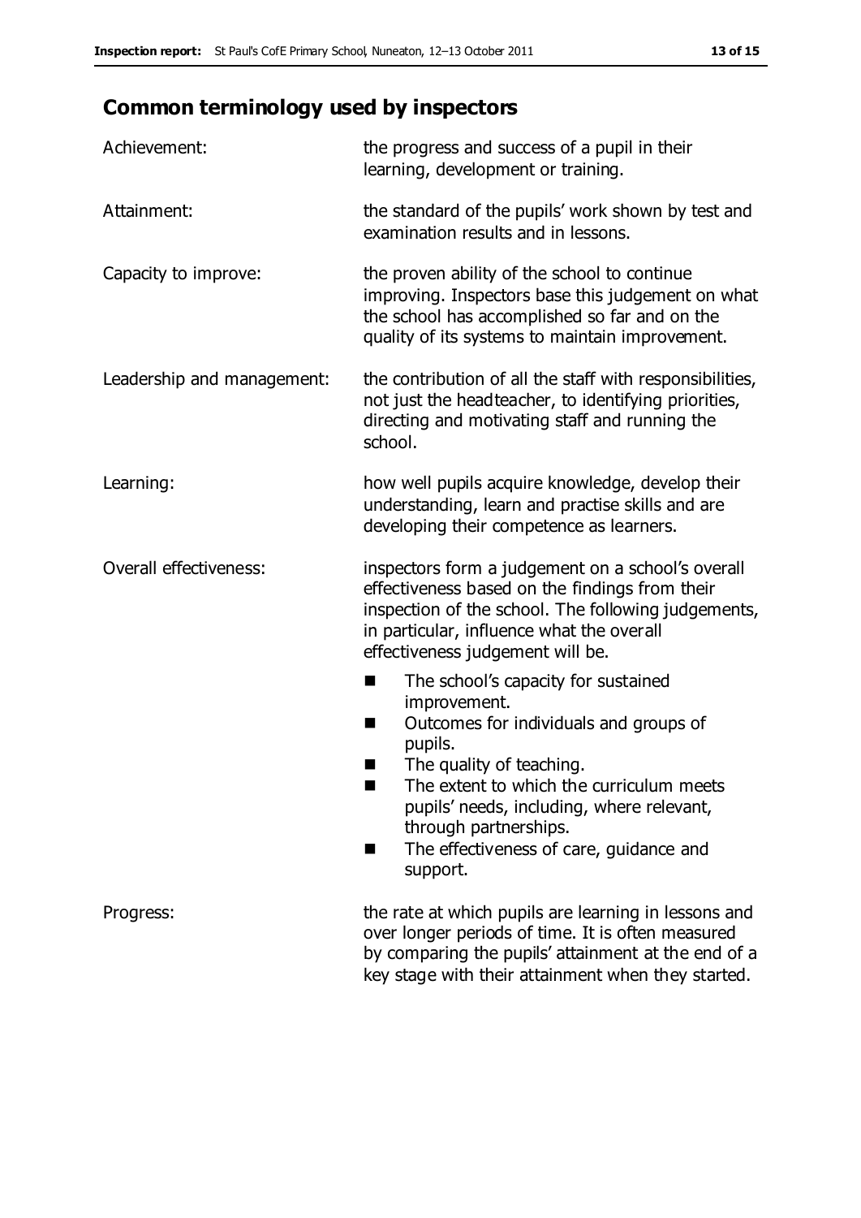## Common terminology used by inspectors

| | |
|---|---|
| Achievement: | the progress and success of a pupil in their learning, development or training. |
| Attainment: | the standard of the pupils' work shown by test and examination results and in lessons. |
| Capacity to improve: | the proven ability of the school to continue improving. Inspectors base this judgement on what the school has accomplished so far and on the quality of its systems to maintain improvement. |
| Leadership and management: | the contribution of all the staff with responsibilities, not just the headteacher, to identifying priorities, directing and motivating staff and running the school. |
| Learning: | how well pupils acquire knowledge, develop their understanding, learn and practise skills and are developing their competence as learners. |
| Overall effectiveness: | inspectors form a judgement on a school's overall effectiveness based on the findings from their inspection of the school. The following judgements, in particular, influence what the overall effectiveness judgement will be.<br>■ The school's capacity for sustained improvement.<br>■ Outcomes for individuals and groups of pupils.<br>■ The quality of teaching.<br>■ The extent to which the curriculum meets pupils' needs, including, where relevant, through partnerships.<br>■ The effectiveness of care, guidance and support. |
| Progress: | the rate at which pupils are learning in lessons and over longer periods of time. It is often measured by comparing the pupils' attainment at the end of a key stage with their attainment when they started. |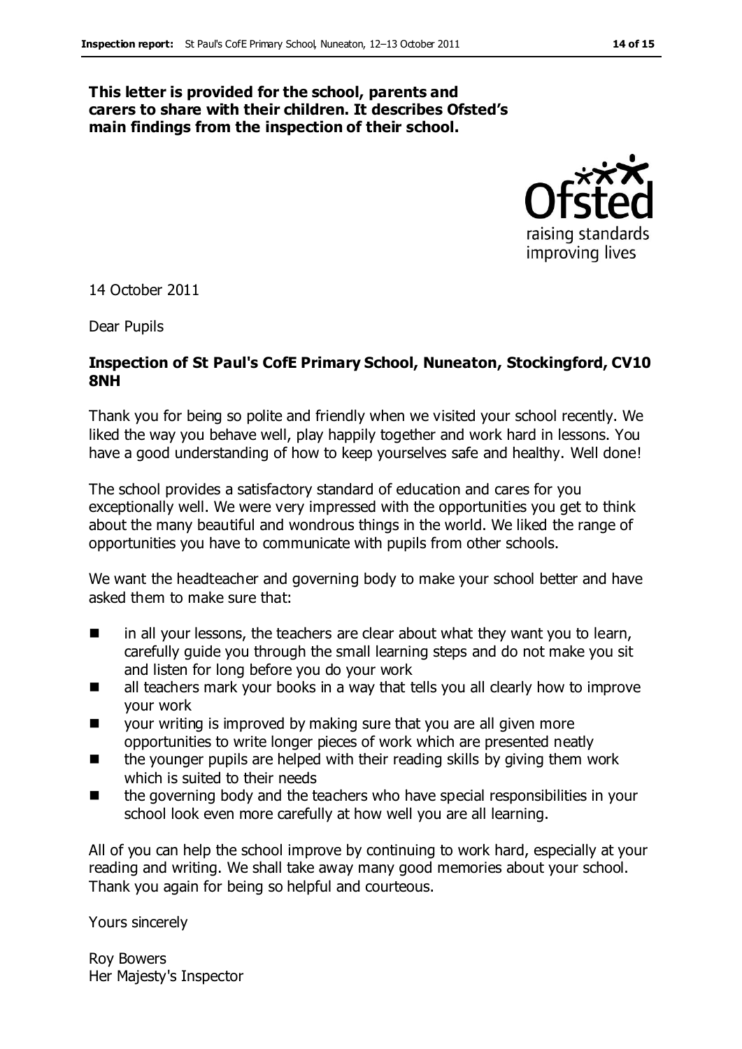**This letter is provided for the school, parents and carers to share with their children. It describes Ofsted's main findings from the inspection of their school.**

14 October 2011

Dear Pupils

**Inspection of St Paul's CofE Primary School, Nuneaton, Stockingford, CV10 8NH**

Thank you for being so polite and friendly when we visited your school recently. We liked the way you behave well, play happily together and work hard in lessons. You have a good understanding of how to keep yourselves safe and healthy. Well done!

The school provides a satisfactory standard of education and cares for you exceptionally well. We were very impressed with the opportunities you get to think about the many beautiful and wondrous things in the world. We liked the range of opportunities you have to communicate with pupils from other schools.

We want the headteacher and governing body to make your school better and have asked them to make sure that:

- in all your lessons, the teachers are clear about what they want you to learn, carefully guide you through the small learning steps and do not make you sit and listen for long before you do your work
- all teachers mark your books in a way that tells you all clearly how to improve your work
- your writing is improved by making sure that you are all given more opportunities to write longer pieces of work which are presented neatly
- the younger pupils are helped with their reading skills by giving them work which is suited to their needs
- the governing body and the teachers who have special responsibilities in your school look even more carefully at how well you are all learning.

All of you can help the school improve by continuing to work hard, especially at your reading and writing. We shall take away many good memories about your school. Thank you again for being so helpful and courteous.

Yours sincerely

Roy Bowers
Her Majesty's Inspector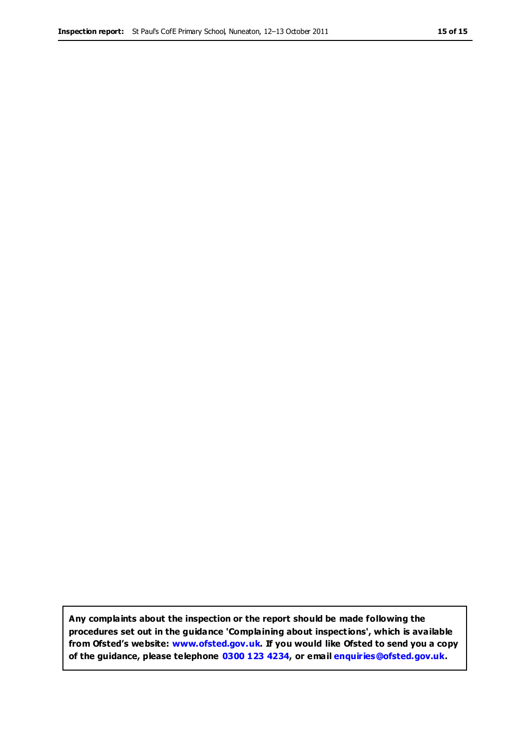**Any complaints about the inspection or the report should be made following the procedures set out in the guidance 'Complaining about inspections', which is available from Ofsted's website: www.ofsted.gov.uk. If you would like Ofsted to send you a copy of the guidance, please telephone 0300 123 4234, or email enquiries@ofsted.gov.uk.**